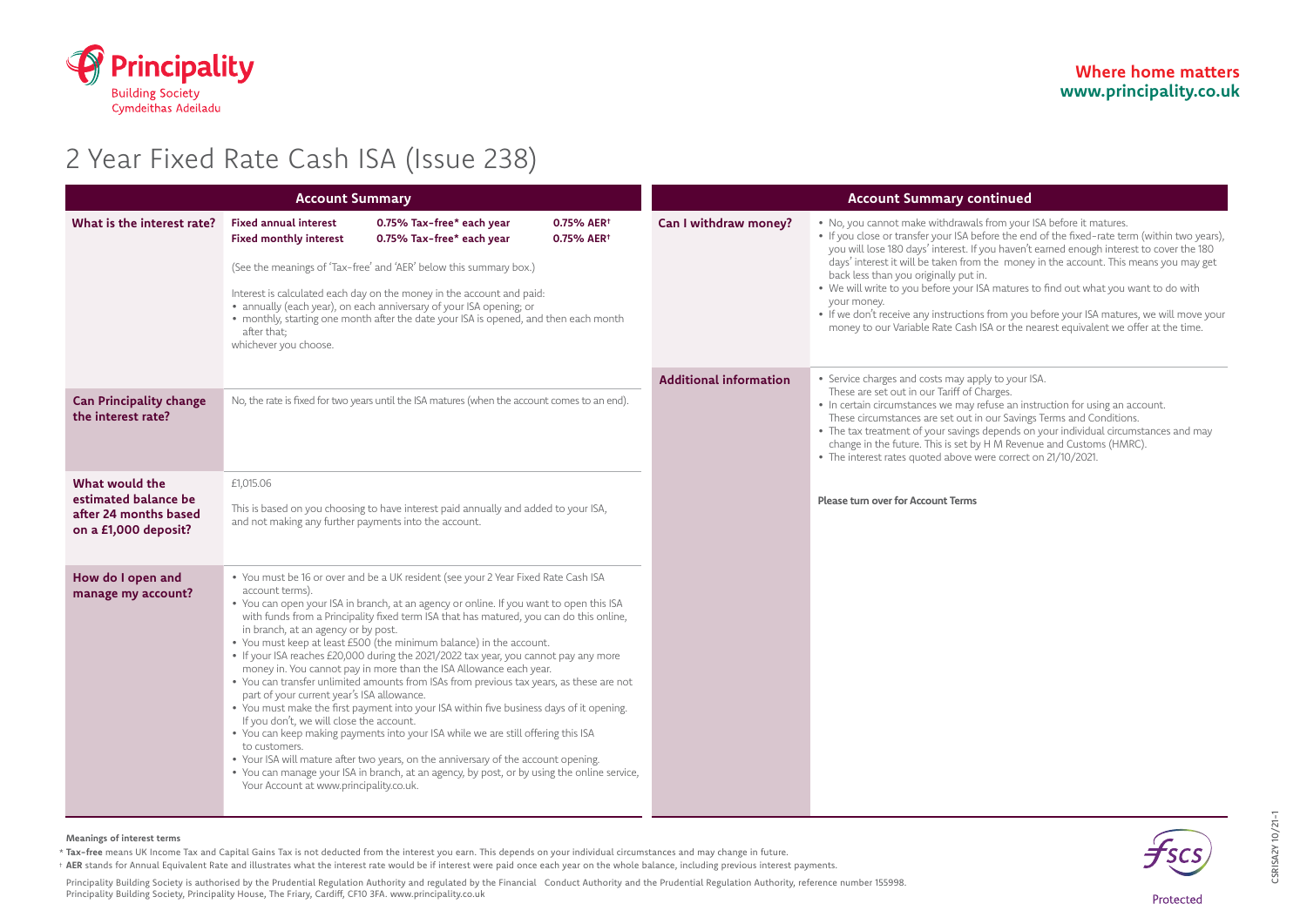**Principality**
Building Society
Cymdeithas Adeiladu

**Where home matters**
**www.principality.co.uk**

# 2 Year Fixed Rate Cash ISA (Issue 238)

## Account Summary

| | |
|---|---|
| **What is the interest rate?** | **Fixed annual interest** 0.75% Tax-free* each year 0.75% AER†<br>**Fixed monthly interest** 0.75% Tax-free* each year 0.75% AER†<br><br>(See the meanings of 'Tax-free' and 'AER' below this summary box.)<br><br>Interest is calculated each day on the money in the account and paid:<br>• annually (each year), on each anniversary of your ISA opening; or<br>• monthly, starting one month after the date your ISA is opened, and then each month after that;<br>whichever you choose. |
| **Can Principality change the interest rate?** | No, the rate is fixed for two years until the ISA matures (when the account comes to an end). |
| **What would the estimated balance be after 24 months based on a £1,000 deposit?** | £1,015.06<br><br>This is based on you choosing to have interest paid annually and added to your ISA, and not making any further payments into the account. |
| **How do I open and manage my account?** | • You must be 16 or over and be a UK resident (see your 2 Year Fixed Rate Cash ISA account terms).<br>• You can open your ISA in branch, at an agency or online. If you want to open this ISA with funds from a Principality fixed term ISA that has matured, you can do this online, in branch, at an agency or by post.<br>• You must keep at least £500 (the minimum balance) in the account.<br>• If your ISA reaches £20,000 during the 2021/2022 tax year, you cannot pay any more money in. You cannot pay in more than the ISA Allowance each year.<br>• You can transfer unlimited amounts from ISAs from previous tax years, as these are not part of your current year's ISA allowance.<br>• You must make the first payment into your ISA within five business days of it opening. If you don't, we will close the account.<br>• You can keep making payments into your ISA while we are still offering this ISA to customers.<br>• Your ISA will mature after two years, on the anniversary of the account opening.<br>• You can manage your ISA in branch, at an agency, by post, or by using the online service, Your Account at www.principality.co.uk. |

## Account Summary continued

| | |
|---|---|
| **Can I withdraw money?** | • No, you cannot make withdrawals from your ISA before it matures.<br>• If you close or transfer your ISA before the end of the fixed-rate term (within two years), you will lose 180 days' interest. If you haven't earned enough interest to cover the 180 days' interest it will be taken from the money in the account. This means you may get back less than you originally put in.<br>• We will write to you before your ISA matures to find out what you want to do with your money.<br>• If we don't receive any instructions from you before your ISA matures, we will move your money to our Variable Rate Cash ISA or the nearest equivalent we offer at the time. |
| **Additional information** | • Service charges and costs may apply to your ISA. These are set out in our Tariff of Charges.<br>• In certain circumstances we may refuse an instruction for using an account. These circumstances are set out in our Savings Terms and Conditions.<br>• The tax treatment of your savings depends on your individual circumstances and may change in the future. This is set by H M Revenue and Customs (HMRC).<br>• The interest rates quoted above were correct on 21/10/2021.<br><br>**Please turn over for Account Terms** |

**Meanings of interest terms**

* **Tax-free** means UK Income Tax and Capital Gains Tax is not deducted from the interest you earn. This depends on your individual circumstances and may change in future.

† **AER** stands for Annual Equivalent Rate and illustrates what the interest rate would be if interest were paid once each year on the whole balance, including previous interest payments.

Principality Building Society is authorised by the Prudential Regulation Authority and regulated by the Financial Conduct Authority and the Prudential Regulation Authority, reference number 155998.
Principality Building Society, Principality House, The Friary, Cardiff, CF10 3FA. www.principality.co.uk

FSCS Protected

CSRISA2Y 10/21-1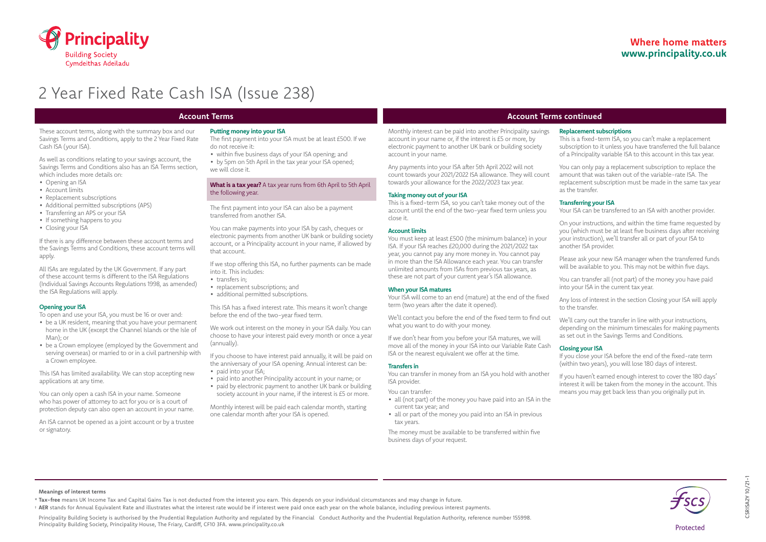# 2 Year Fixed Rate Cash ISA (Issue 238)

## Account Terms

These account terms, along with the summary box and our Savings Terms and Conditions, apply to the 2 Year Fixed Rate Cash ISA (your ISA).

As well as conditions relating to your savings account, the Savings Terms and Conditions also has an ISA Terms section, which includes more details on:

- Opening an ISA
- Account limits
- Replacement subscriptions
- Additional permitted subscriptions (APS)
- Transferring an APS or your ISA
- If something happens to you
- Closing your ISA

If there is any difference between these account terms and the Savings Terms and Conditions, these account terms will apply.

All ISAs are regulated by the UK Government. If any part of these account terms is different to the ISA Regulations (Individual Savings Accounts Regulations 1998, as amended) the ISA Regulations will apply.

### Opening your ISA

To open and use your ISA, you must be 16 or over and:

- be a UK resident, meaning that you have your permanent home in the UK (except the Channel Islands or the Isle of Man); or
- be a Crown employee (employed by the Government and serving overseas) or married to or in a civil partnership with a Crown employee.

This ISA has limited availability. We can stop accepting new applications at any time.

You can only open a cash ISA in your name. Someone who has power of attorney to act for you or is a court of protection deputy can also open an account in your name.

An ISA cannot be opened as a joint account or by a trustee or signatory.

### Putting money into your ISA

The first payment into your ISA must be at least £500. If we do not receive it:

- within five business days of your ISA opening; and
- by 5pm on 5th April in the tax year your ISA opened;

we will close it.

**What is a tax year?** A tax year runs from 6th April to 5th April the following year.

The first payment into your ISA can also be a payment transferred from another ISA.

You can make payments into your ISA by cash, cheques or electronic payments from another UK bank or building society account, or a Principality account in your name, if allowed by that account.

If we stop offering this ISA, no further payments can be made into it. This includes:

- transfers in;
- replacement subscriptions; and
- additional permitted subscriptions.

This ISA has a fixed interest rate. This means it won't change before the end of the two-year fixed term.

We work out interest on the money in your ISA daily. You can choose to have your interest paid every month or once a year (annually).

If you choose to have interest paid annually, it will be paid on the anniversary of your ISA opening. Annual interest can be:

- paid into your ISA;
- paid into another Principality account in your name; or
- paid by electronic payment to another UK bank or building society account in your name, if the interest is £5 or more.

Monthly interest will be paid each calendar month, starting one calendar month after your ISA is opened.

## Account Terms continued

Monthly interest can be paid into another Principality savings account in your name or, if the interest is £5 or more, by electronic payment to another UK bank or building society account in your name.

Any payments into your ISA after 5th April 2022 will not count towards your 2021/2022 ISA allowance. They will count towards your allowance for the 2022/2023 tax year.

### Taking money out of your ISA

This is a fixed-term ISA, so you can't take money out of the account until the end of the two-year fixed term unless you close it.

### Account limits

You must keep at least £500 (the minimum balance) in your ISA. If your ISA reaches £20,000 during the 2021/2022 tax year, you cannot pay any more money in. You cannot pay in more than the ISA Allowance each year. You can transfer unlimited amounts from ISAs from previous tax years, as these are not part of your current year's ISA allowance.

### When your ISA matures

Your ISA will come to an end (mature) at the end of the fixed term (two years after the date it opened).

We'll contact you before the end of the fixed term to find out what you want to do with your money.

If we don't hear from you before your ISA matures, we will move all of the money in your ISA into our Variable Rate Cash ISA or the nearest equivalent we offer at the time.

### Transfers in

You can transfer in money from an ISA you hold with another ISA provider.

You can transfer:

- all (not part) of the money you have paid into an ISA in the current tax year; and
- all or part of the money you paid into an ISA in previous tax years.

The money must be available to be transferred within five business days of your request.

### Replacement subscriptions

This is a fixed-term ISA, so you can't make a replacement subscription to it unless you have transferred the full balance of a Principality variable ISA to this account in this tax year.

You can only pay a replacement subscription to replace the amount that was taken out of the variable-rate ISA. The replacement subscription must be made in the same tax year as the transfer.

### Transferring your ISA

Your ISA can be transferred to an ISA with another provider.

On your instructions, and within the time frame requested by you (which must be at least five business days after receiving your instruction), we'll transfer all or part of your ISA to another ISA provider.

Please ask your new ISA manager when the transferred funds will be available to you. This may not be within five days.

You can transfer all (not part) of the money you have paid into your ISA in the current tax year.

Any loss of interest in the section Closing your ISA will apply to the transfer.

We'll carry out the transfer in line with your instructions, depending on the minimum timescales for making payments as set out in the Savings Terms and Conditions.

### Closing your ISA

If you close your ISA before the end of the fixed-rate term (within two years), you will lose 180 days of interest.

If you haven't earned enough interest to cover the 180 days' interest it will be taken from the money in the account. This means you may get back less than you originally put in.

**Meanings of interest terms**

\* **Tax-free** means UK Income Tax and Capital Gains Tax is not deducted from the interest you earn. This depends on your individual circumstances and may change in future.

† **AER** stands for Annual Equivalent Rate and illustrates what the interest rate would be if interest were paid once each year on the whole balance, including previous interest payments.

Principality Building Society is authorised by the Prudential Regulation Authority and regulated by the Financial Conduct Authority and the Prudential Regulation Authority, reference number 155998. Principality Building Society, Principality House, The Friary, Cardiff, CF10 3FA. www.principality.co.uk

CSRISA2Y 10/21-1